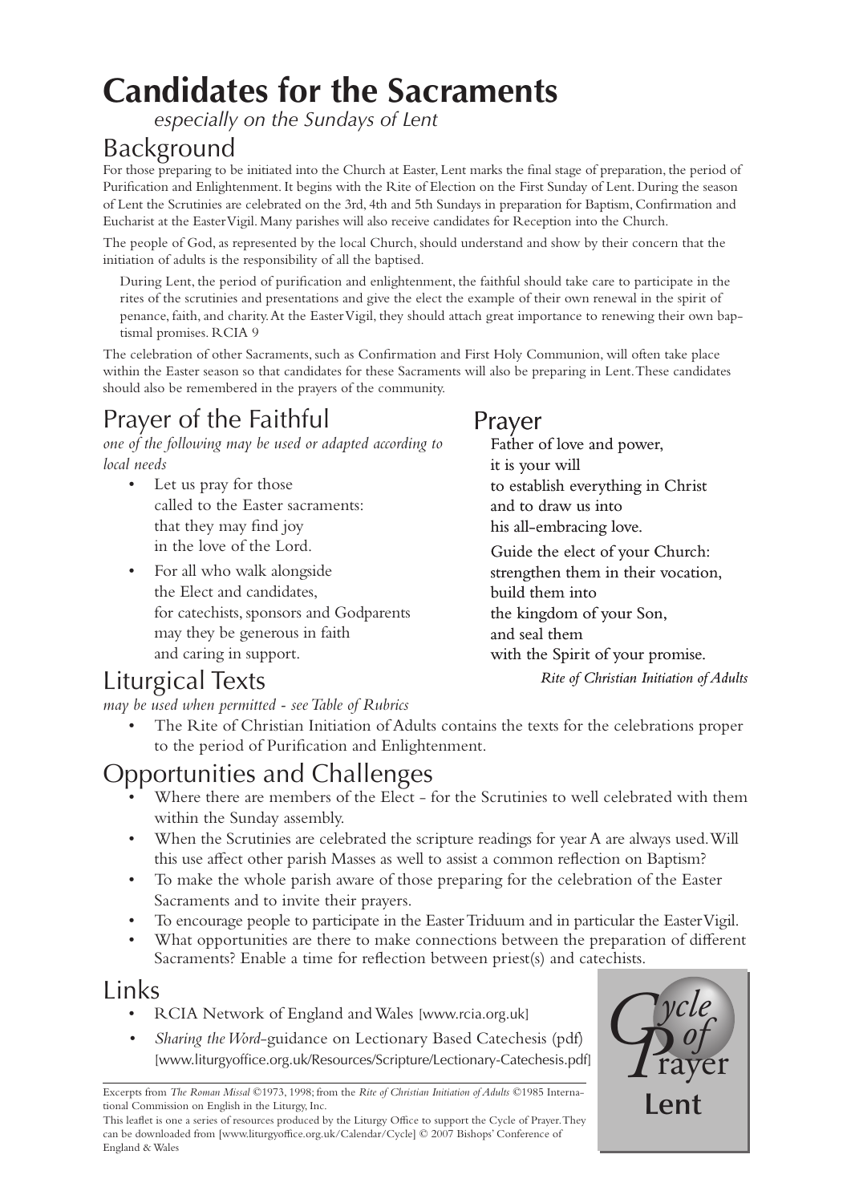# Candidates for the Sacraments

*especially on the Sundays of Lent*

## Background

For those preparing to be initiated into the Church at Easter, Lent marks the final stage of preparation, the period of Purification and Enlightenment. It begins with the Rite of Election on the First Sunday of Lent. During the season of Lent the Scrutinies are celebrated on the 3rd, 4th and 5th Sundays in preparation for Baptism, Confirmation and Eucharist at the Easter Vigil. Many parishes will also receive candidates for Reception into the Church.

The people of God, as represented by the local Church, should understand and show by their concern that the initiation of adults is the responsibility of all the baptised.

> During Lent, the period of purification and enlightenment, the faithful should take care to participate in the rites of the scrutinies and presentations and give the elect the example of their own renewal in the spirit of penance, faith, and charity. At the Easter Vigil, they should attach great importance to renewing their own baptismal promises. RCIA 9

The celebration of other Sacraments, such as Confirmation and First Holy Communion, will often take place within the Easter season so that candidates for these Sacraments will also be preparing in Lent. These candidates should also be remembered in the prayers of the community.

## Prayer of the Faithful

*one of the following may be used or adapted according to local needs*

- Let us pray for those
  called to the Easter sacraments:
  that they may find joy
  in the love of the Lord.
- For all who walk alongside
  the Elect and candidates,
  for catechists, sponsors and Godparents
  may they be generous in faith
  and caring in support.

## Prayer

Father of love and power,
it is your will
to establish everything in Christ
and to draw us into
his all-embracing love.

Guide the elect of your Church:
strengthen them in their vocation,
build them into
the kingdom of your Son,
and seal them
with the Spirit of your promise.

*Rite of Christian Initiation of Adults*

## Liturgical Texts

*may be used when permitted - see Table of Rubrics*

- The Rite of Christian Initiation of Adults contains the texts for the celebrations proper to the period of Purification and Enlightenment.

## Opportunities and Challenges

- Where there are members of the Elect - for the Scrutinies to well celebrated with them within the Sunday assembly.
- When the Scrutinies are celebrated the scripture readings for year A are always used. Will this use affect other parish Masses as well to assist a common reflection on Baptism?
- To make the whole parish aware of those preparing for the celebration of the Easter Sacraments and to invite their prayers.
- To encourage people to participate in the Easter Triduum and in particular the Easter Vigil.
- What opportunities are there to make connections between the preparation of different Sacraments? Enable a time for reflection between priest(s) and catechists.

## Links

- RCIA Network of England and Wales [www.rcia.org.uk]
- *Sharing the Word*-guidance on Lectionary Based Catechesis (pdf) [www.liturgyoffice.org.uk/Resources/Scripture/Lectionary-Catechesis.pdf]

Cycle of Prayer
**Lent**

---

Excerpts from *The Roman Missal* ©1973, 1998; from the *Rite of Christian Initiation of Adults* ©1985 International Commission on English in the Liturgy, Inc.

This leaflet is one a series of resources produced by the Liturgy Office to support the Cycle of Prayer. They can be downloaded from [www.liturgyoffice.org.uk/Calendar/Cycle] © 2007 Bishops' Conference of England & Wales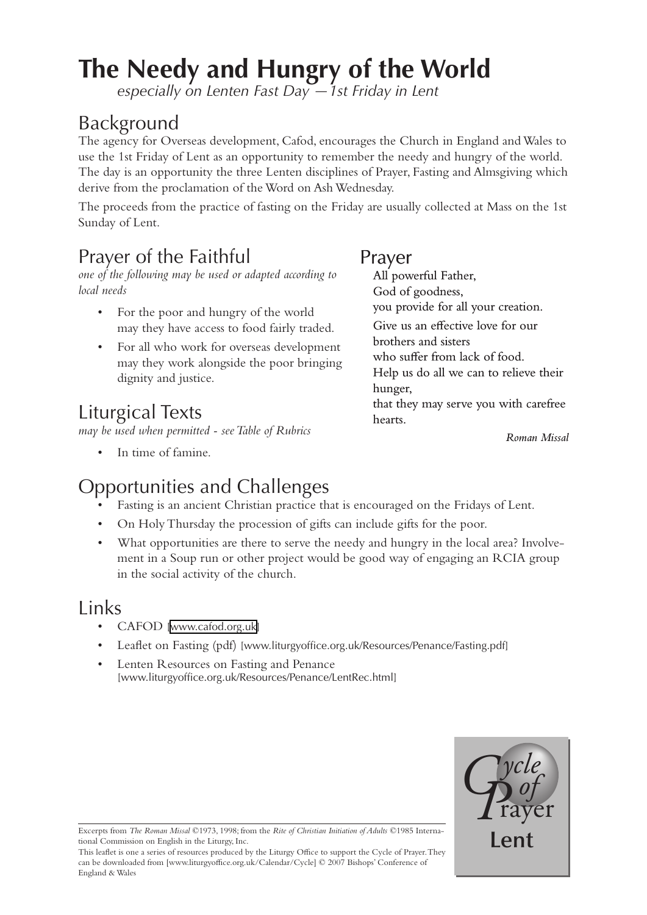# The Needy and Hungry of the World

*especially on Lenten Fast Day —1st Friday in Lent*

## Background

The agency for Overseas development, Cafod, encourages the Church in England and Wales to use the 1st Friday of Lent as an opportunity to remember the needy and hungry of the world. The day is an opportunity the three Lenten disciplines of Prayer, Fasting and Almsgiving which derive from the proclamation of the Word on Ash Wednesday.

The proceeds from the practice of fasting on the Friday are usually collected at Mass on the 1st Sunday of Lent.

## Prayer of the Faithful

*one of the following may be used or adapted according to local needs*

- For the poor and hungry of the world may they have access to food fairly traded.
- For all who work for overseas development may they work alongside the poor bringing dignity and justice.

## Liturgical Texts

*may be used when permitted - see Table of Rubrics*

- In time of famine.

## Prayer

All powerful Father,
God of goodness,
you provide for all your creation.

Give us an effective love for our brothers and sisters
who suffer from lack of food.
Help us do all we can to relieve their hunger,
that they may serve you with carefree hearts.

*Roman Missal*

## Opportunities and Challenges

- Fasting is an ancient Christian practice that is encouraged on the Fridays of Lent.
- On Holy Thursday the procession of gifts can include gifts for the poor.
- What opportunities are there to serve the needy and hungry in the local area? Involvement in a Soup run or other project would be good way of engaging an RCIA group in the social activity of the church.

## Links

- CAFOD [www.cafod.org.uk]
- Leaflet on Fasting (pdf) [www.liturgyoffice.org.uk/Resources/Penance/Fasting.pdf]
- Lenten Resources on Fasting and Penance [www.liturgyoffice.org.uk/Resources/Penance/LentRec.html]

Excerpts from *The Roman Missal* ©1973, 1998; from the *Rite of Christian Initiation of Adults* ©1985 International Commission on English in the Liturgy, Inc.

This leaflet is one a series of resources produced by the Liturgy Office to support the Cycle of Prayer. They can be downloaded from [www.liturgyoffice.org.uk/Calendar/Cycle] © 2007 Bishops' Conference of England & Wales

Cycle of Prayer
Lent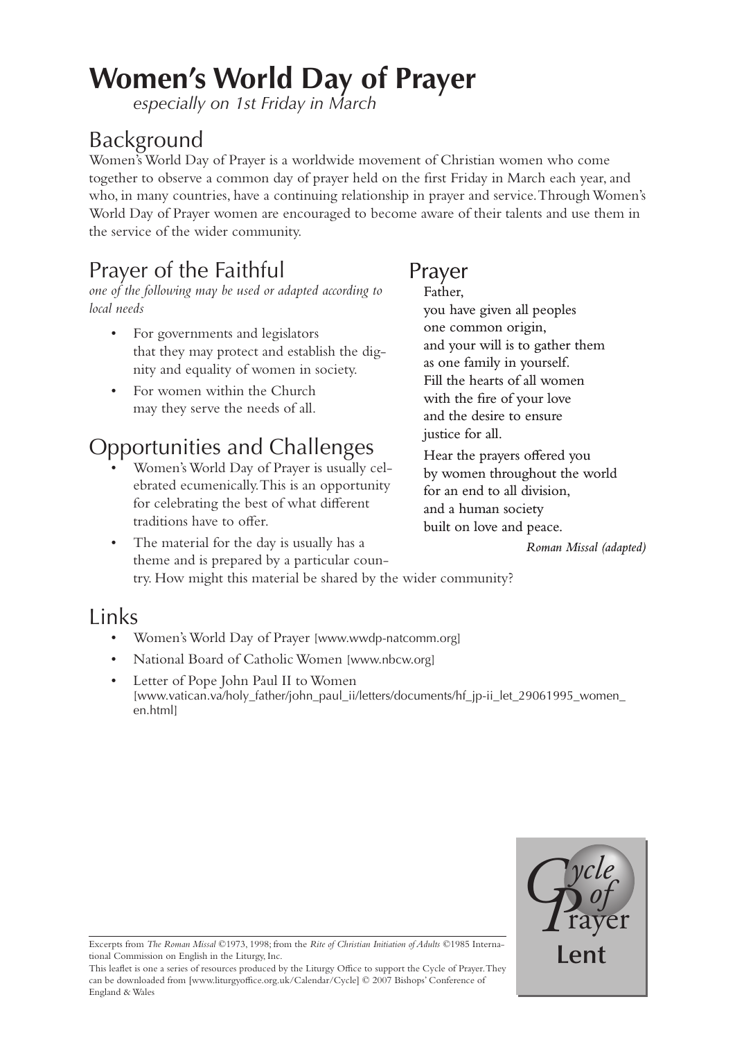# Women's World Day of Prayer

*especially on 1st Friday in March*

## Background

Women's World Day of Prayer is a worldwide movement of Christian women who come together to observe a common day of prayer held on the first Friday in March each year, and who, in many countries, have a continuing relationship in prayer and service. Through Women's World Day of Prayer women are encouraged to become aware of their talents and use them in the service of the wider community.

## Prayer of the Faithful

*one of the following may be used or adapted according to local needs*

- For governments and legislators that they may protect and establish the dignity and equality of women in society.
- For women within the Church may they serve the needs of all.

## Opportunities and Challenges

- Women's World Day of Prayer is usually celebrated ecumenically. This is an opportunity for celebrating the best of what different traditions have to offer.
- The material for the day is usually has a theme and is prepared by a particular country. How might this material be shared by the wider community?

## Prayer

Father,
you have given all peoples
one common origin,
and your will is to gather them
as one family in yourself.
Fill the hearts of all women
with the fire of your love
and the desire to ensure
justice for all.

Hear the prayers offered you
by women throughout the world
for an end to all division,
and a human society
built on love and peace.

*Roman Missal (adapted)*

## Links

- Women's World Day of Prayer [www.wwdp-natcomm.org]
- National Board of Catholic Women [www.nbcw.org]
- Letter of Pope John Paul II to Women [www.vatican.va/holy_father/john_paul_ii/letters/documents/hf_jp-ii_let_29061995_women_en.html]

Cycle of Prayer
**Lent**

Excerpts from *The Roman Missal* ©1973, 1998; from the *Rite of Christian Initiation of Adults* ©1985 International Commission on English in the Liturgy, Inc.

This leaflet is one a series of resources produced by the Liturgy Office to support the Cycle of Prayer. They can be downloaded from [www.liturgyoffice.org.uk/Calendar/Cycle] © 2007 Bishops' Conference of England & Wales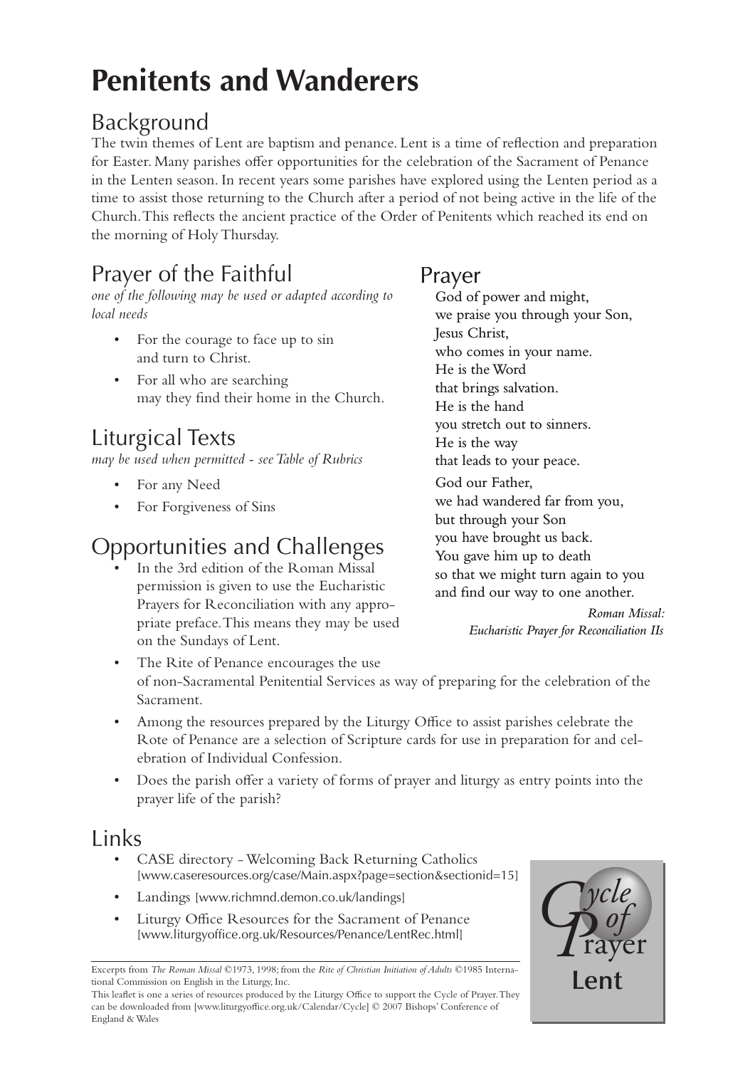# Penitents and Wanderers

## Background

The twin themes of Lent are baptism and penance. Lent is a time of reflection and preparation for Easter. Many parishes offer opportunities for the celebration of the Sacrament of Penance in the Lenten season. In recent years some parishes have explored using the Lenten period as a time to assist those returning to the Church after a period of not being active in the life of the Church. This reflects the ancient practice of the Order of Penitents which reached its end on the morning of Holy Thursday.

## Prayer of the Faithful

*one of the following may be used or adapted according to local needs*

- For the courage to face up to sin and turn to Christ.
- For all who are searching may they find their home in the Church.

## Liturgical Texts

*may be used when permitted - see Table of Rubrics*

- For any Need
- For Forgiveness of Sins

## Opportunities and Challenges

- In the 3rd edition of the Roman Missal permission is given to use the Eucharistic Prayers for Reconciliation with any appropriate preface. This means they may be used on the Sundays of Lent.
- The Rite of Penance encourages the use of non-Sacramental Penitential Services as way of preparing for the celebration of the Sacrament.
- Among the resources prepared by the Liturgy Office to assist parishes celebrate the Rote of Penance are a selection of Scripture cards for use in preparation for and celebration of Individual Confession.
- Does the parish offer a variety of forms of prayer and liturgy as entry points into the prayer life of the parish?

## Prayer

God of power and might,
we praise you through your Son,
Jesus Christ,
who comes in your name.
He is the Word
that brings salvation.
He is the hand
you stretch out to sinners.
He is the way
that leads to your peace.

God our Father,
we had wandered far from you,
but through your Son
you have brought us back.
You gave him up to death
so that we might turn again to you
and find our way to one another.

*Roman Missal: Eucharistic Prayer for Reconciliation IIs*

## Links

- CASE directory - Welcoming Back Returning Catholics [www.caseresources.org/case/Main.aspx?page=section&sectionid=15]
- Landings [www.richmnd.demon.co.uk/landings]
- Liturgy Office Resources for the Sacrament of Penance [www.liturgyoffice.org.uk/Resources/Penance/LentRec.html]

Excerpts from *The Roman Missal* ©1973, 1998; from the *Rite of Christian Initiation of Adults* ©1985 International Commission on English in the Liturgy, Inc.

This leaflet is one a series of resources produced by the Liturgy Office to support the Cycle of Prayer. They can be downloaded from [www.liturgyoffice.org.uk/Calendar/Cycle] © 2007 Bishops' Conference of England & Wales

Cycle of Prayer
Lent